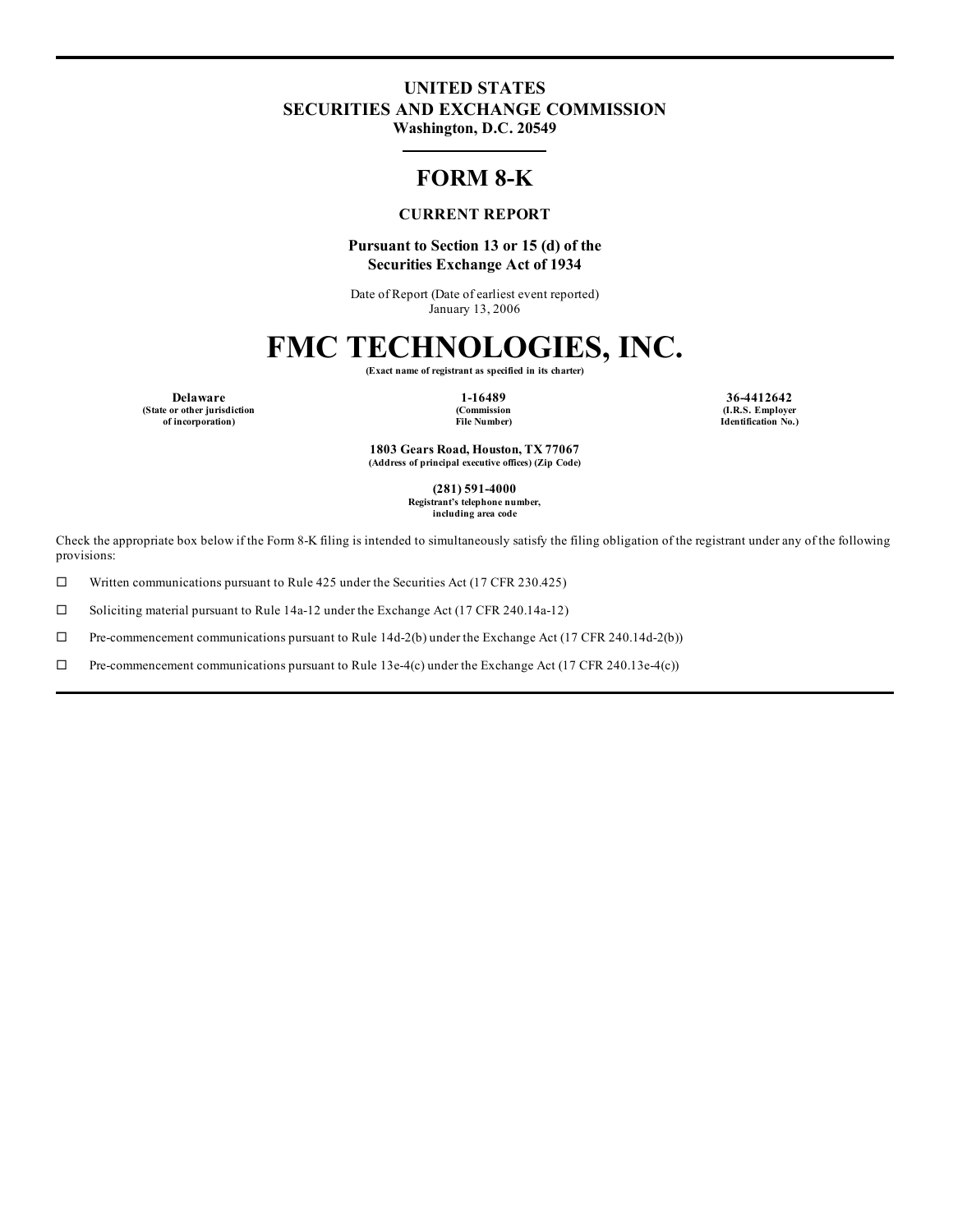**UNITED STATES**
**SECURITIES AND EXCHANGE COMMISSION**
**Washington, D.C. 20549**

# FORM 8-K

**CURRENT REPORT**

**Pursuant to Section 13 or 15 (d) of the Securities Exchange Act of 1934**

Date of Report (Date of earliest event reported)
January 13, 2006

# FMC TECHNOLOGIES, INC.

**(Exact name of registrant as specified in its charter)**

| Delaware | 1-16489 | 36-4412642 |
|---|---|---|
| (State or other jurisdiction of incorporation) | (Commission File Number) | (I.R.S. Employer Identification No.) |

**1803 Gears Road, Houston, TX 77067**
**(Address of principal executive offices) (Zip Code)**

**(281) 591-4000**
**Registrant's telephone number, including area code**

Check the appropriate box below if the Form 8-K filing is intended to simultaneously satisfy the filing obligation of the registrant under any of the following provisions:

☐ Written communications pursuant to Rule 425 under the Securities Act (17 CFR 230.425)

☐ Soliciting material pursuant to Rule 14a-12 under the Exchange Act (17 CFR 240.14a-12)

☐ Pre-commencement communications pursuant to Rule 14d-2(b) under the Exchange Act (17 CFR 240.14d-2(b))

☐ Pre-commencement communications pursuant to Rule 13e-4(c) under the Exchange Act (17 CFR 240.13e-4(c))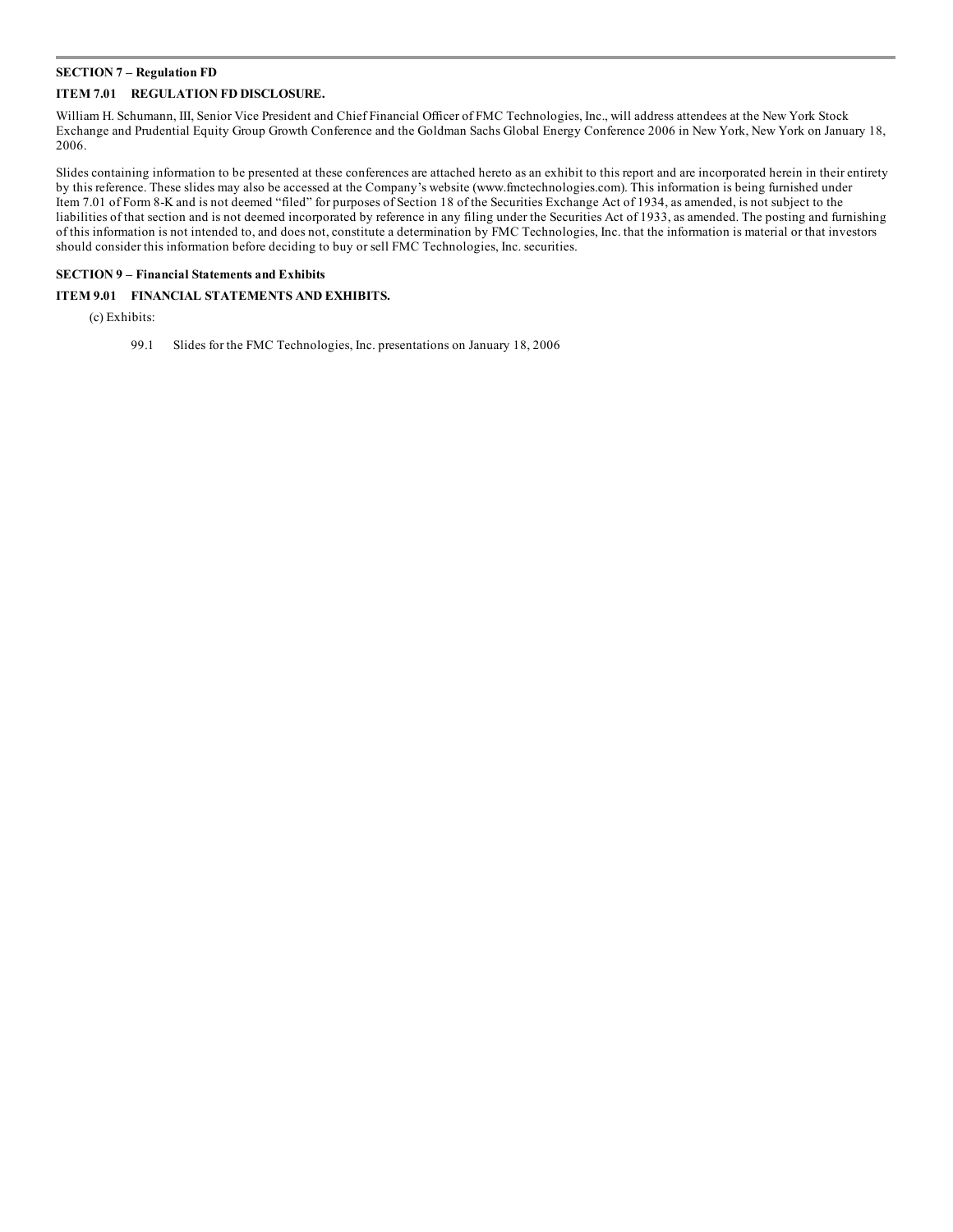**SECTION 7 – Regulation FD**

**ITEM 7.01 REGULATION FD DISCLOSURE.**

William H. Schumann, III, Senior Vice President and Chief Financial Officer of FMC Technologies, Inc., will address attendees at the New York Stock Exchange and Prudential Equity Group Growth Conference and the Goldman Sachs Global Energy Conference 2006 in New York, New York on January 18, 2006.

Slides containing information to be presented at these conferences are attached hereto as an exhibit to this report and are incorporated herein in their entirety by this reference. These slides may also be accessed at the Company's website (www.fmctechnologies.com). This information is being furnished under Item 7.01 of Form 8-K and is not deemed "filed" for purposes of Section 18 of the Securities Exchange Act of 1934, as amended, is not subject to the liabilities of that section and is not deemed incorporated by reference in any filing under the Securities Act of 1933, as amended. The posting and furnishing of this information is not intended to, and does not, constitute a determination by FMC Technologies, Inc. that the information is material or that investors should consider this information before deciding to buy or sell FMC Technologies, Inc. securities.

**SECTION 9 – Financial Statements and Exhibits**

**ITEM 9.01 FINANCIAL STATEMENTS AND EXHIBITS.**

(c) Exhibits:

99.1 Slides for the FMC Technologies, Inc. presentations on January 18, 2006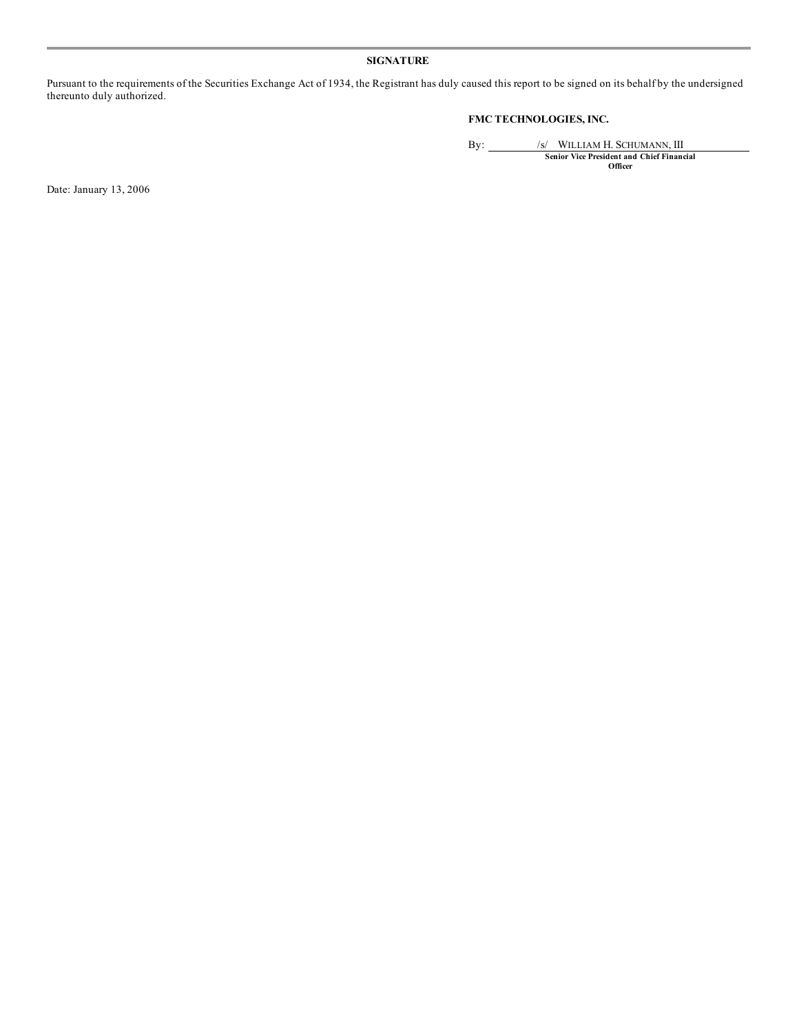## SIGNATURE

Pursuant to the requirements of the Securities Exchange Act of 1934, the Registrant has duly caused this report to be signed on its behalf by the undersigned thereunto duly authorized.

**FMC TECHNOLOGIES, INC.**

By: /s/ WILLIAM H. SCHUMANN, III
**Senior Vice President and Chief Financial Officer**

Date: January 13, 2006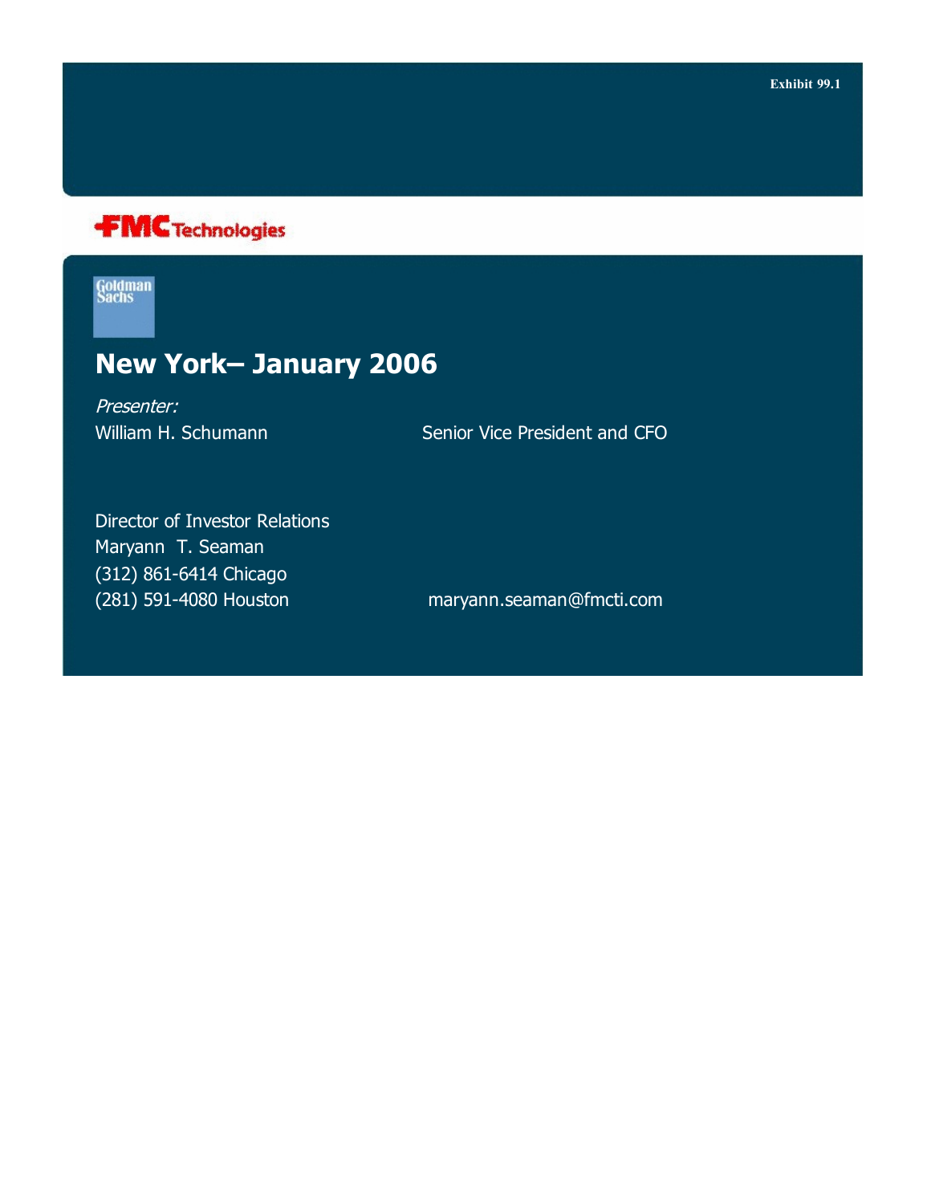Exhibit 99.1

FMC Technologies

Goldman Sachs

# New York– January 2006

*Presenter:*

William H. Schumann — Senior Vice President and CFO

Director of Investor Relations

Maryann T. Seaman

(312) 861-6414 Chicago

(281) 591-4080 Houston — maryann.seaman@fmcti.com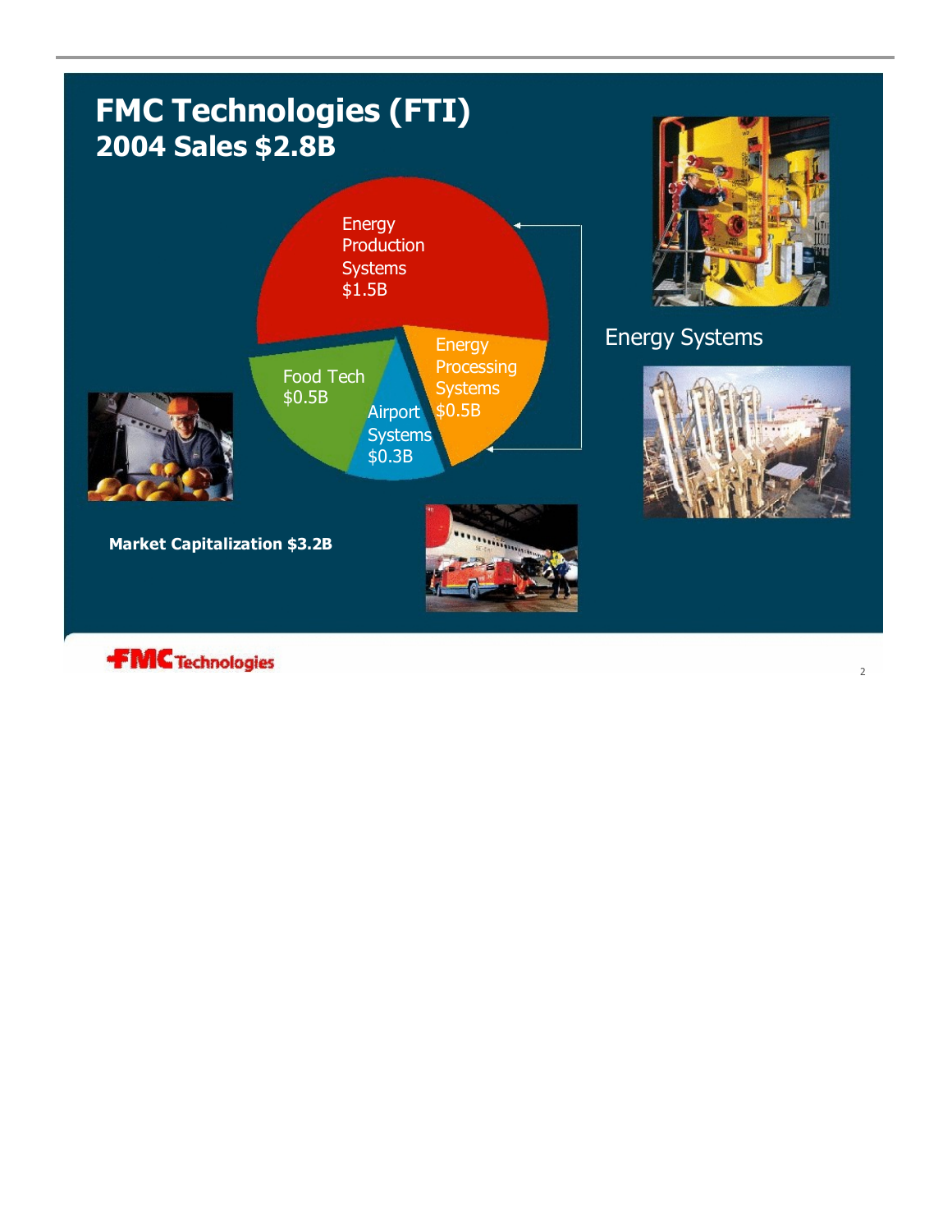# FMC Technologies (FTI)
## 2004 Sales $2.8B

- Energy Production Systems $1.5B
- Energy Processing Systems $0.5B
- Food Tech $0.5B
- Airport Systems $0.3B

Energy Systems

**Market Capitalization $3.2B**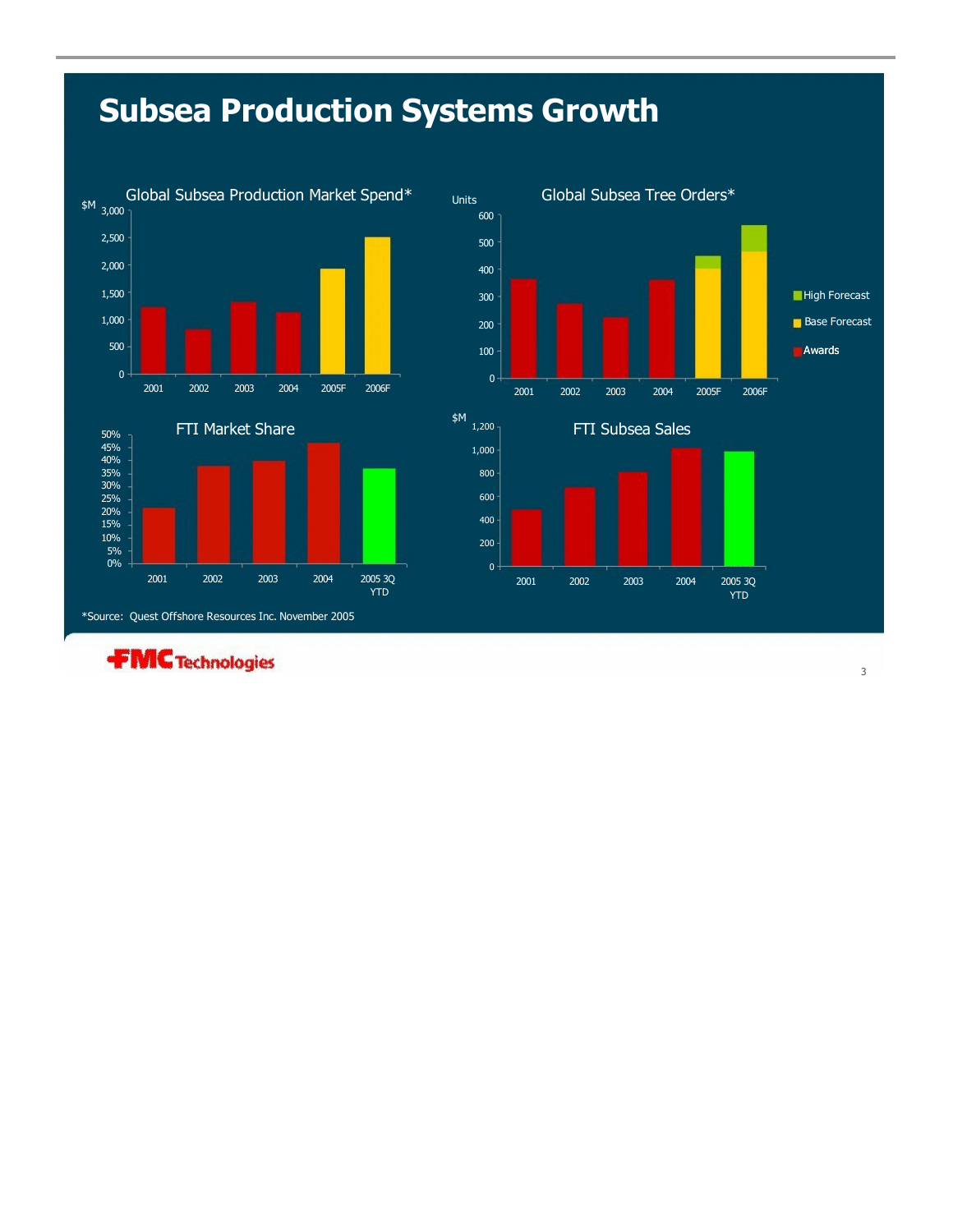# Subsea Production Systems Growth

Global Subsea Production Market Spend*

$M

3,000
2,500
2,000
1,500
1,000
500
0

2001 2002 2003 2004 2005F 2006F

Global Subsea Tree Orders*

Units

600
500
400
300
200
100
0

2001 2002 2003 2004 2005F 2006F

High Forecast
Base Forecast
Awards

FTI Market Share

50%
45%
40%
35%
30%
25%
20%
15%
10%
5%
0%

2001 2002 2003 2004 2005 3Q YTD

FTI Subsea Sales

$M

1,200
1,000
800
600
400
200
0

2001 2002 2003 2004 2005 3Q YTD

*Source: Quest Offshore Resources Inc. November 2005

FMC Technologies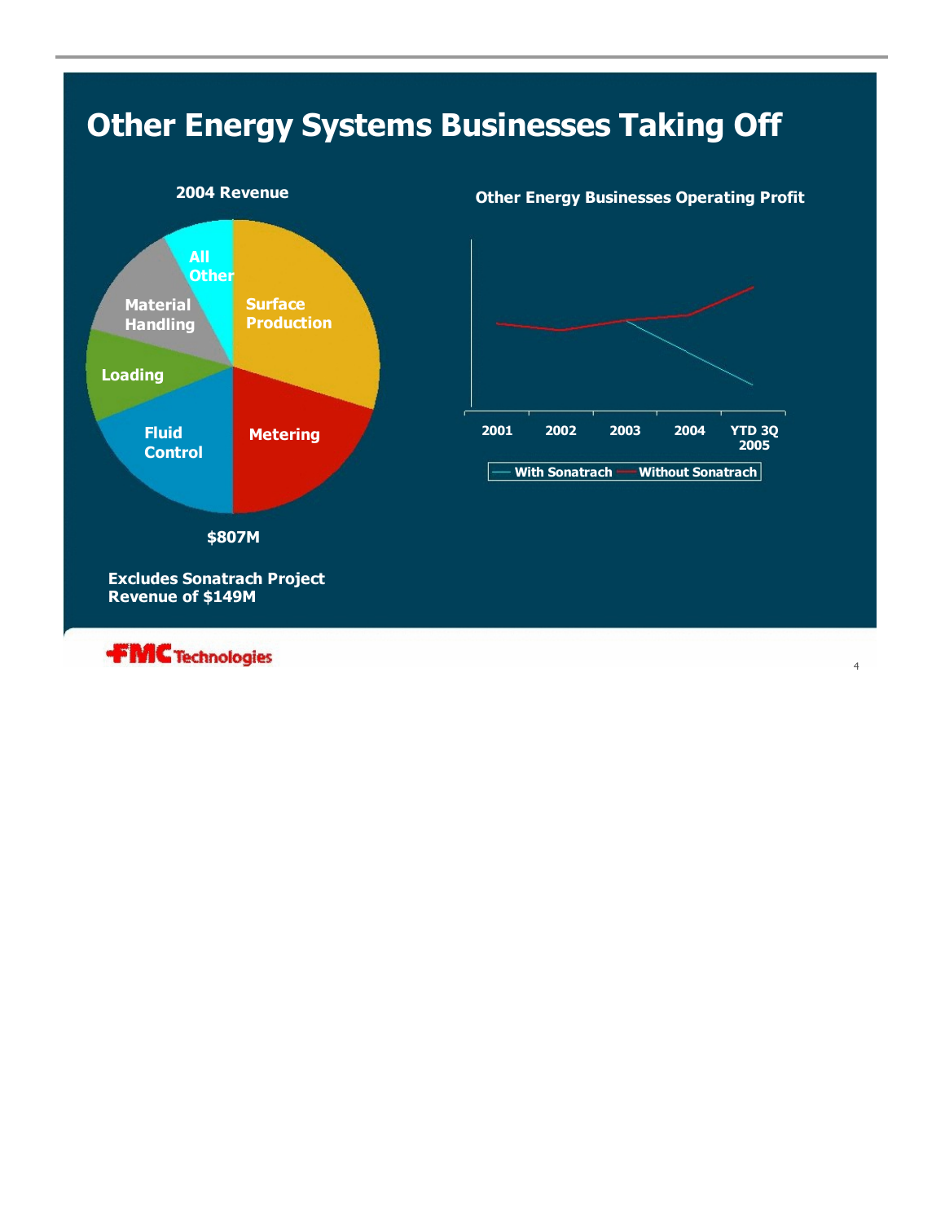# Other Energy Systems Businesses Taking Off

**2004 Revenue**

- Surface Production
- Metering
- Fluid Control
- Loading
- Material Handling
- All Other

**$807M**

**Excludes Sonatrach Project Revenue of $149M**

**Other Energy Businesses Operating Profit**

2001 | 2002 | 2003 | 2004 | YTD 3Q 2005

With Sonatrach — Without Sonatrach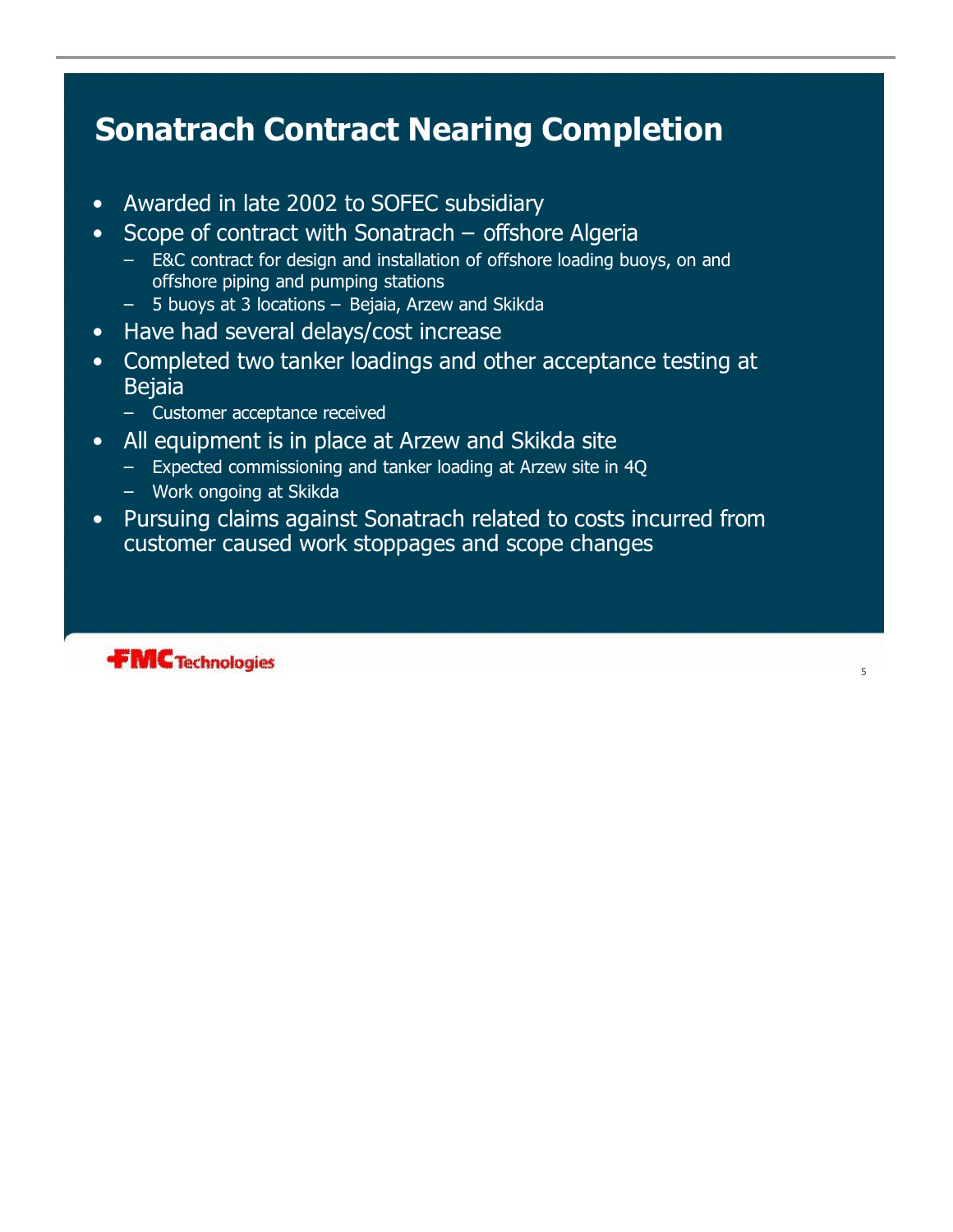# Sonatrach Contract Nearing Completion

- Awarded in late 2002 to SOFEC subsidiary
- Scope of contract with Sonatrach – offshore Algeria
  - E&C contract for design and installation of offshore loading buoys, on and offshore piping and pumping stations
  - 5 buoys at 3 locations – Bejaia, Arzew and Skikda
- Have had several delays/cost increase
- Completed two tanker loadings and other acceptance testing at Bejaia
  - Customer acceptance received
- All equipment is in place at Arzew and Skikda site
  - Expected commissioning and tanker loading at Arzew site in 4Q
  - Work ongoing at Skikda
- Pursuing claims against Sonatrach related to costs incurred from customer caused work stoppages and scope changes

FMC Technologies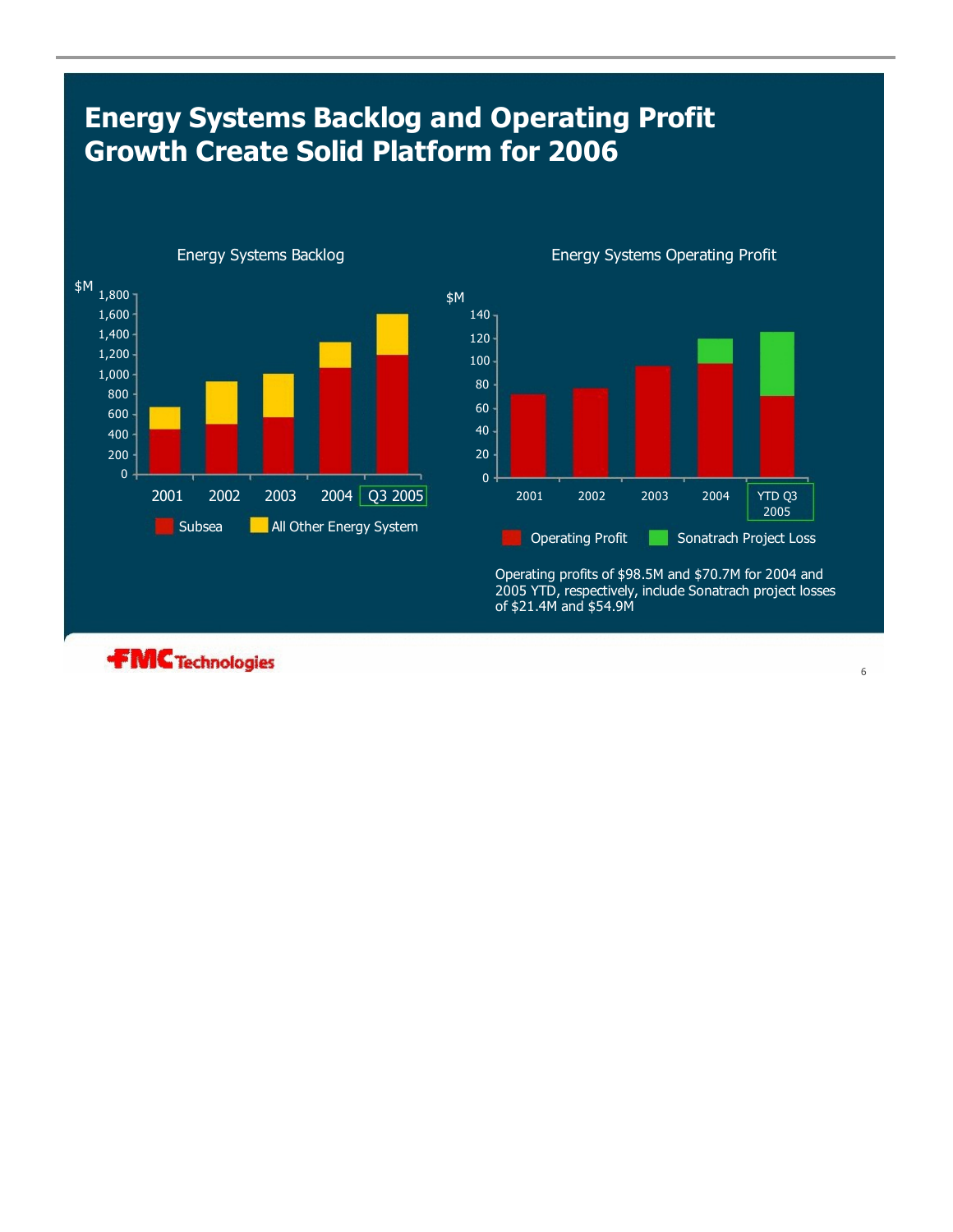# Energy Systems Backlog and Operating Profit Growth Create Solid Platform for 2006

## Energy Systems Backlog

$M

1,800
1,600
1,400
1,200
1,000
800
600
400
200
0

2001 | 2002 | 2003 | 2004 | Q3 2005

Subsea | All Other Energy System

## Energy Systems Operating Profit

$M

140
120
100
80
60
40
20
0

2001 | 2002 | 2003 | 2004 | YTD Q3 2005

Operating Profit | Sonatrach Project Loss

Operating profits of $98.5M and $70.7M for 2004 and 2005 YTD, respectively, include Sonatrach project losses of $21.4M and $54.9M

FMC Technologies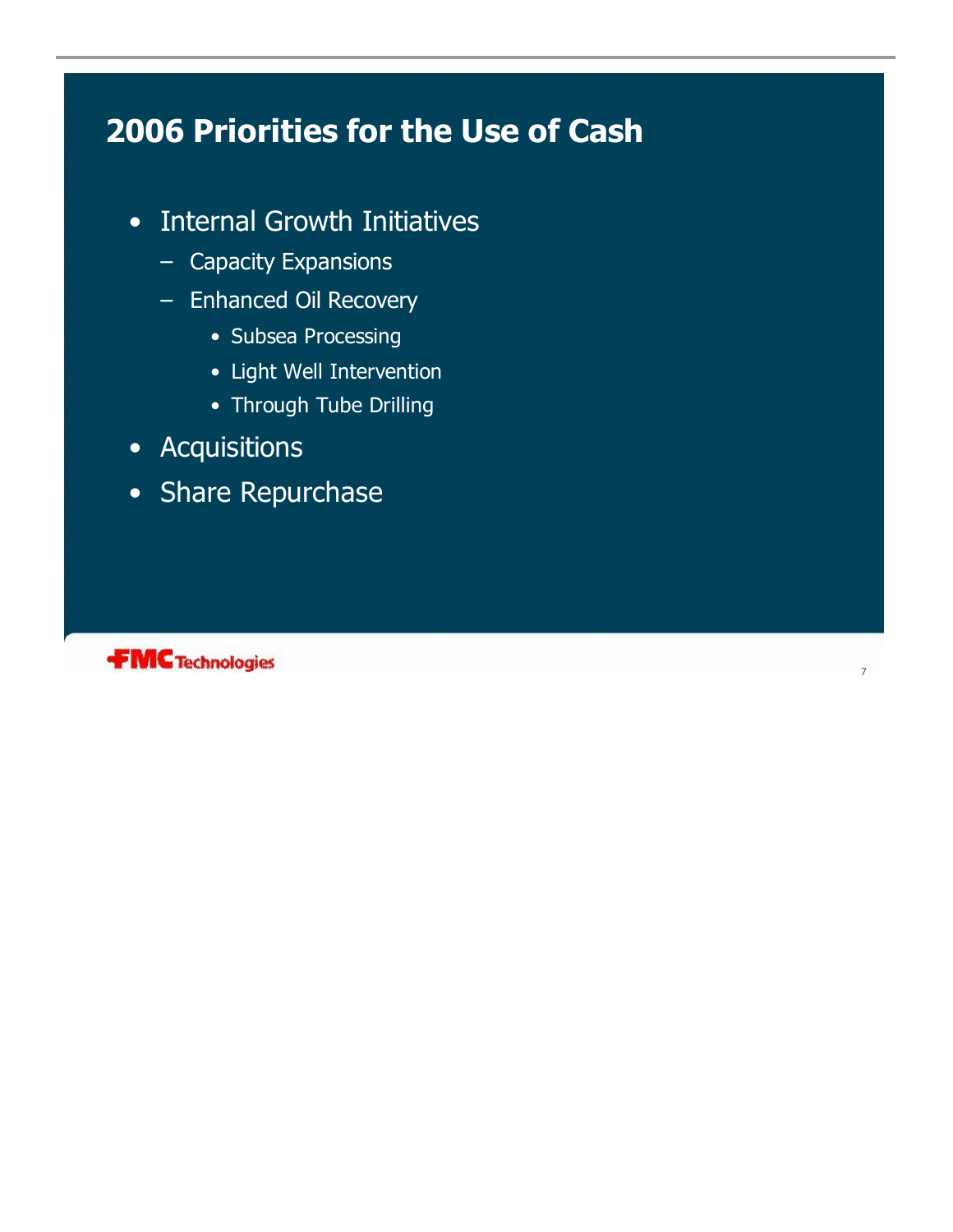# 2006 Priorities for the Use of Cash

- Internal Growth Initiatives
  - Capacity Expansions
  - Enhanced Oil Recovery
    - Subsea Processing
    - Light Well Intervention
    - Through Tube Drilling
- Acquisitions
- Share Repurchase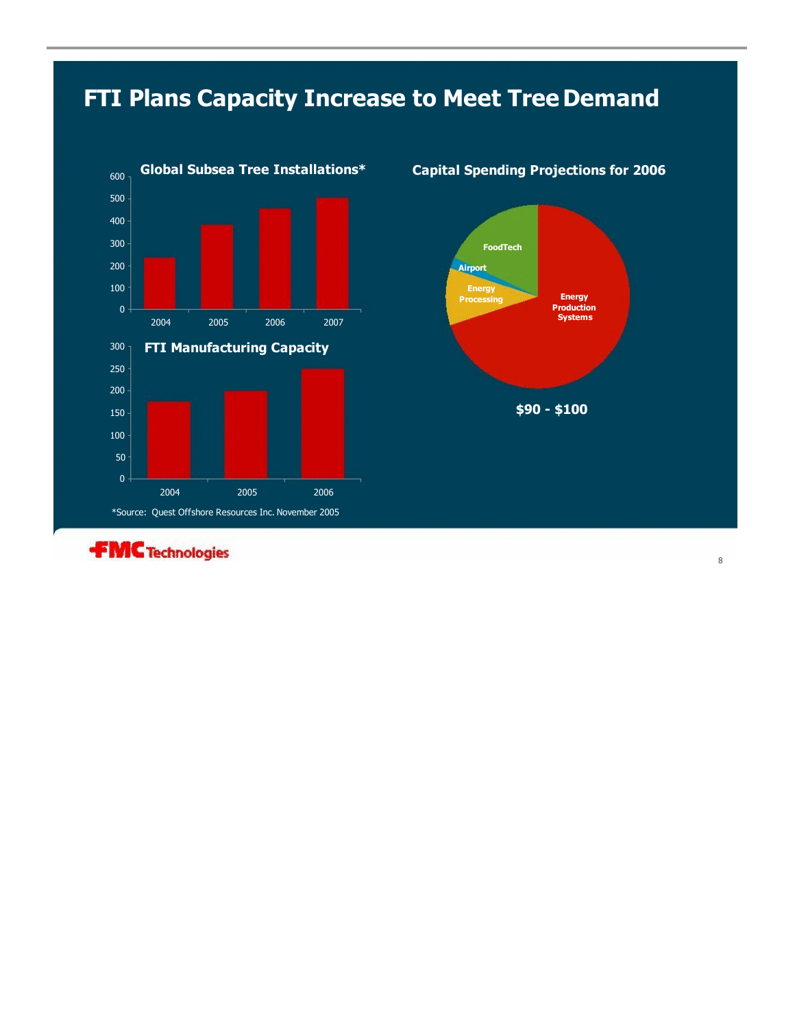# FTI Plans Capacity Increase to Meet Tree Demand

**Global Subsea Tree Installations***

| Year | Installations |
|---|---|
| 2004 | ~235 |
| 2005 | ~380 |
| 2006 | ~455 |
| 2007 | ~505 |

**FTI Manufacturing Capacity**

| Year | Capacity |
|---|---|
| 2004 | ~175 |
| 2005 | ~200 |
| 2006 | ~250 |

**Capital Spending Projections for 2006**

- Energy Production Systems
- Energy Processing
- Airport
- FoodTech

**$90 - $100**

*Source: Quest Offshore Resources Inc. November 2005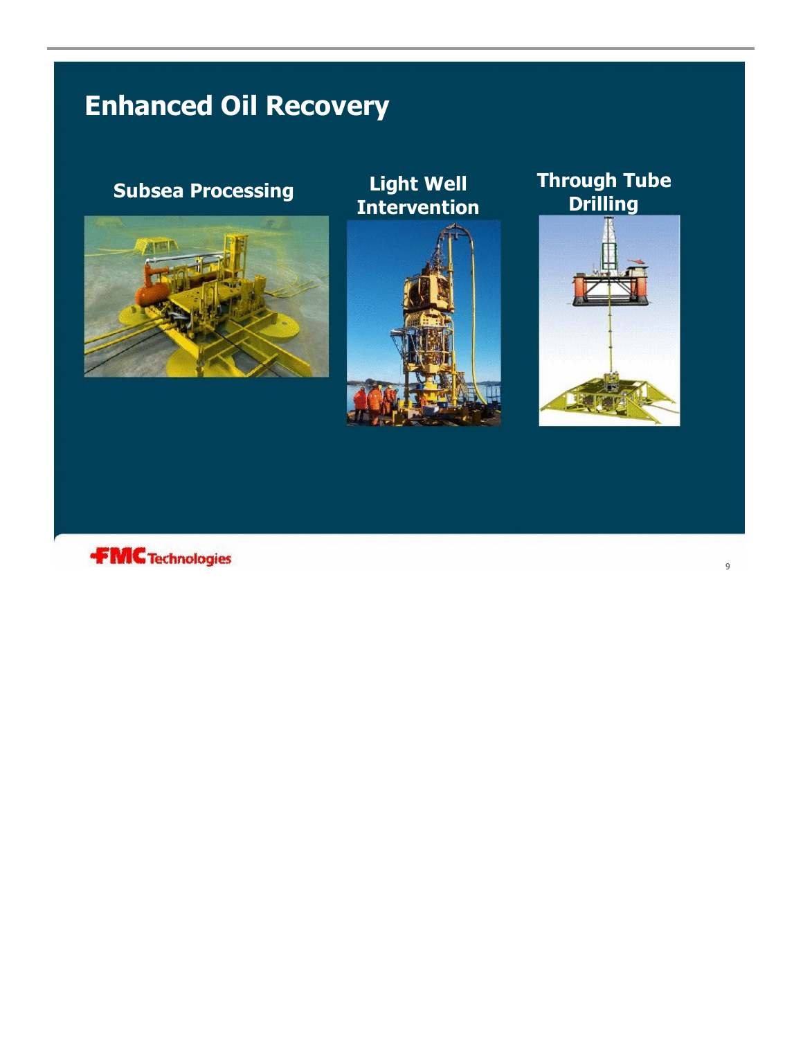# Enhanced Oil Recovery

**Subsea Processing**

**Light Well Intervention**

**Through Tube Drilling**